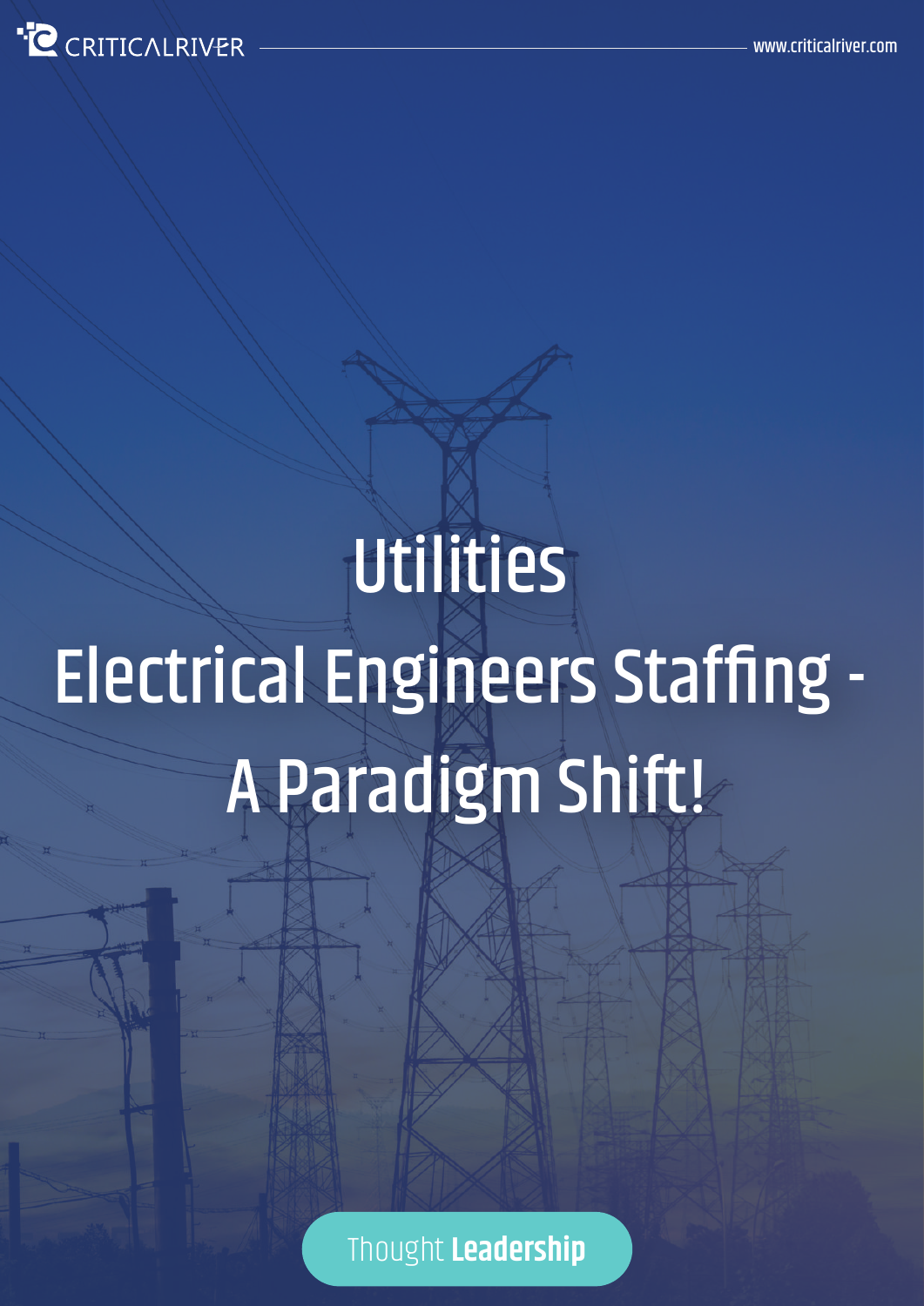# Utilities

# Electrical Engineers Staffing - A Paradigm Shift!

Thought **Leadership**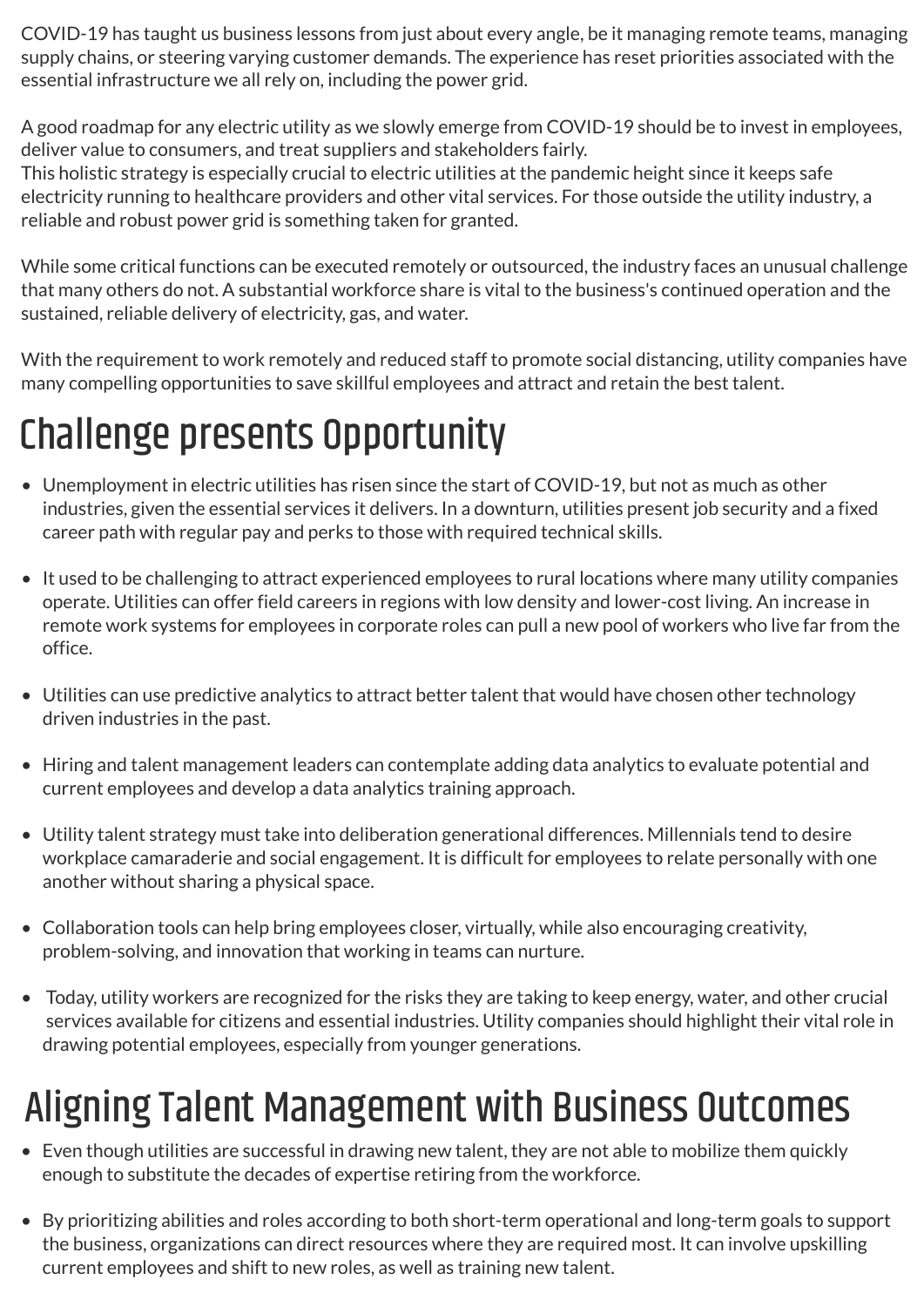COVID-19 has taught us business lessons from just about every angle, be it managing remote teams, managing supply chains, or steering varying customer demands. The experience has reset priorities associated with the essential infrastructure we all rely on, including the power grid.

A good roadmap for any electric utility as we slowly emerge from COVID-19 should be to invest in employees, deliver value to consumers, and treat suppliers and stakeholders fairly.
This holistic strategy is especially crucial to electric utilities at the pandemic height since it keeps safe electricity running to healthcare providers and other vital services. For those outside the utility industry, a reliable and robust power grid is something taken for granted.

While some critical functions can be executed remotely or outsourced, the industry faces an unusual challenge that many others do not. A substantial workforce share is vital to the business's continued operation and the sustained, reliable delivery of electricity, gas, and water.

With the requirement to work remotely and reduced staff to promote social distancing, utility companies have many compelling opportunities to save skillful employees and attract and retain the best talent.

# Challenge presents Opportunity

- Unemployment in electric utilities has risen since the start of COVID-19, but not as much as other industries, given the essential services it delivers. In a downturn, utilities present job security and a fixed career path with regular pay and perks to those with required technical skills.
- It used to be challenging to attract experienced employees to rural locations where many utility companies operate. Utilities can offer field careers in regions with low density and lower-cost living. An increase in remote work systems for employees in corporate roles can pull a new pool of workers who live far from the office.
- Utilities can use predictive analytics to attract better talent that would have chosen other technology driven industries in the past.
- Hiring and talent management leaders can contemplate adding data analytics to evaluate potential and current employees and develop a data analytics training approach.
- Utility talent strategy must take into deliberation generational differences. Millennials tend to desire workplace camaraderie and social engagement. It is difficult for employees to relate personally with one another without sharing a physical space.
- Collaboration tools can help bring employees closer, virtually, while also encouraging creativity, problem-solving, and innovation that working in teams can nurture.
- Today, utility workers are recognized for the risks they are taking to keep energy, water, and other crucial services available for citizens and essential industries. Utility companies should highlight their vital role in drawing potential employees, especially from younger generations.

# Aligning Talent Management with Business Outcomes

- Even though utilities are successful in drawing new talent, they are not able to mobilize them quickly enough to substitute the decades of expertise retiring from the workforce.
- By prioritizing abilities and roles according to both short-term operational and long-term goals to support the business, organizations can direct resources where they are required most. It can involve upskilling current employees and shift to new roles, as well as training new talent.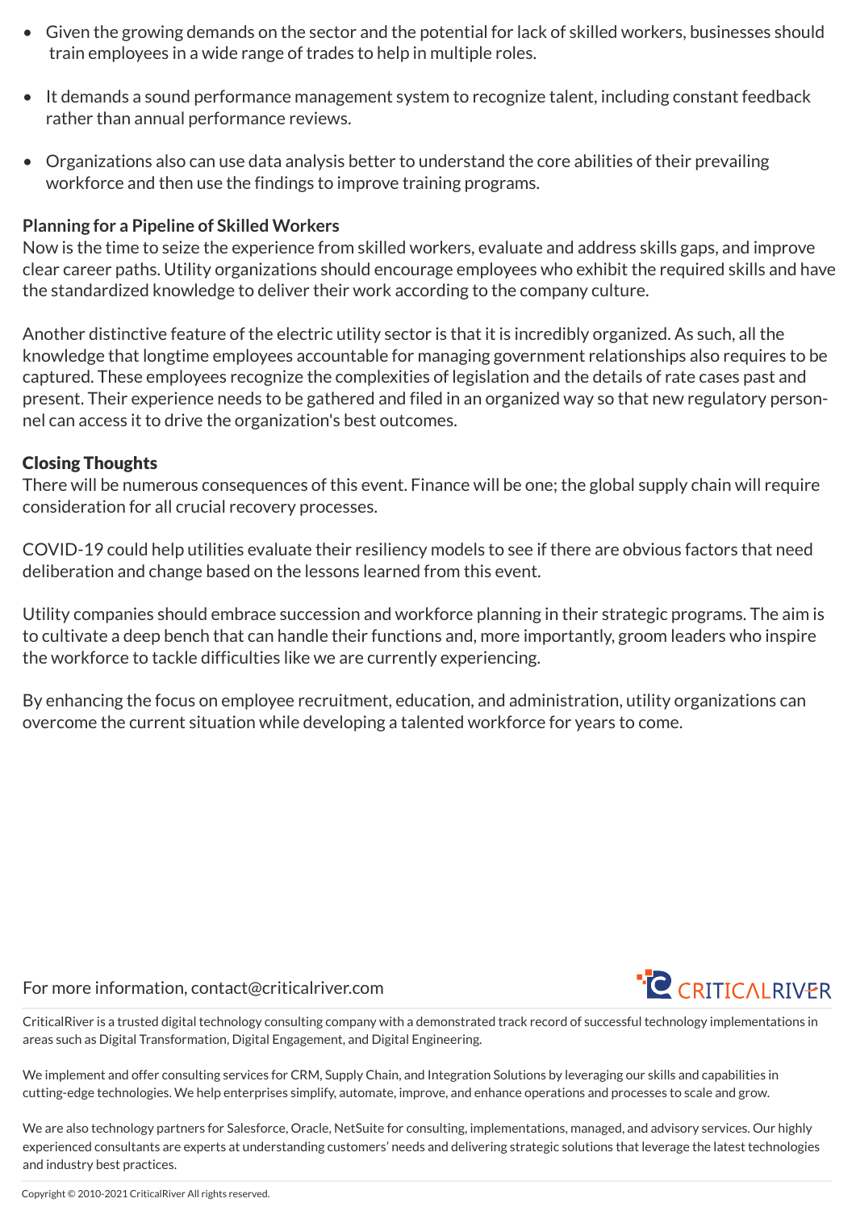- Given the growing demands on the sector and the potential for lack of skilled workers, businesses should train employees in a wide range of trades to help in multiple roles.
- It demands a sound performance management system to recognize talent, including constant feedback rather than annual performance reviews.
- Organizations also can use data analysis better to understand the core abilities of their prevailing workforce and then use the findings to improve training programs.

**Planning for a Pipeline of Skilled Workers**

Now is the time to seize the experience from skilled workers, evaluate and address skills gaps, and improve clear career paths. Utility organizations should encourage employees who exhibit the required skills and have the standardized knowledge to deliver their work according to the company culture.

Another distinctive feature of the electric utility sector is that it is incredibly organized. As such, all the knowledge that longtime employees accountable for managing government relationships also requires to be captured. These employees recognize the complexities of legislation and the details of rate cases past and present. Their experience needs to be gathered and filed in an organized way so that new regulatory personnel can access it to drive the organization's best outcomes.

**Closing Thoughts**

There will be numerous consequences of this event. Finance will be one; the global supply chain will require consideration for all crucial recovery processes.

COVID-19 could help utilities evaluate their resiliency models to see if there are obvious factors that need deliberation and change based on the lessons learned from this event.

Utility companies should embrace succession and workforce planning in their strategic programs. The aim is to cultivate a deep bench that can handle their functions and, more importantly, groom leaders who inspire the workforce to tackle difficulties like we are currently experiencing.

By enhancing the focus on employee recruitment, education, and administration, utility organizations can overcome the current situation while developing a talented workforce for years to come.

For more information, contact@criticalriver.com

CRITICALRIVER

CriticalRiver is a trusted digital technology consulting company with a demonstrated track record of successful technology implementations in areas such as Digital Transformation, Digital Engagement, and Digital Engineering.

We implement and offer consulting services for CRM, Supply Chain, and Integration Solutions by leveraging our skills and capabilities in cutting-edge technologies. We help enterprises simplify, automate, improve, and enhance operations and processes to scale and grow.

We are also technology partners for Salesforce, Oracle, NetSuite for consulting, implementations, managed, and advisory services. Our highly experienced consultants are experts at understanding customers' needs and delivering strategic solutions that leverage the latest technologies and industry best practices.

Copyright © 2010-2021 CriticalRiver All rights reserved.